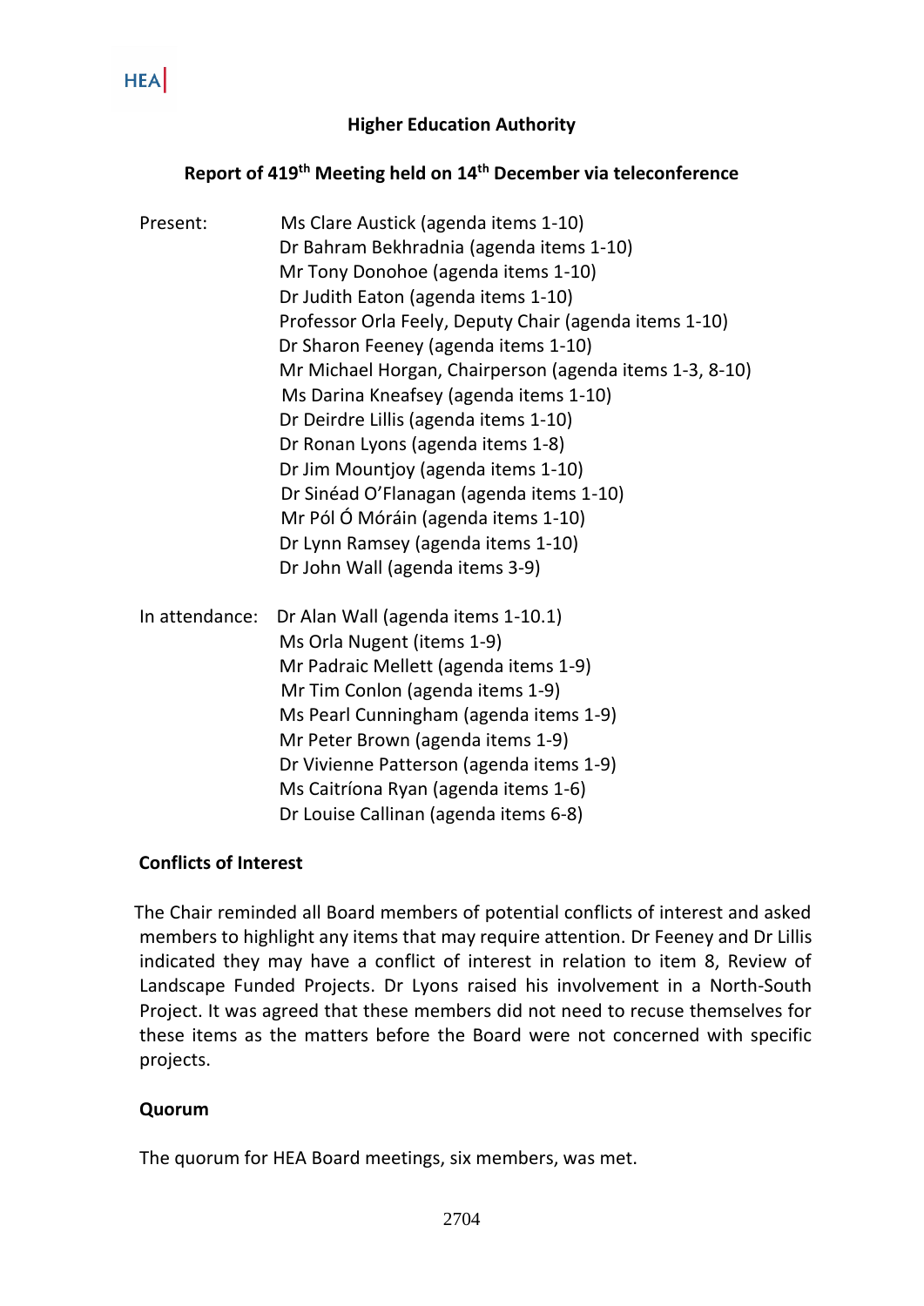HEA

# Higher Education Authority

## Report of 419th Meeting held on 14th December via teleconference

Present:

Ms Clare Austick (agenda items 1-10)
Dr Bahram Bekhradnia (agenda items 1-10)
Mr Tony Donohoe (agenda items 1-10)
Dr Judith Eaton (agenda items 1-10)
Professor Orla Feely, Deputy Chair (agenda items 1-10)
Dr Sharon Feeney (agenda items 1-10)
Mr Michael Horgan, Chairperson (agenda items 1-3, 8-10)
Ms Darina Kneafsey (agenda items 1-10)
Dr Deirdre Lillis (agenda items 1-10)
Dr Ronan Lyons (agenda items 1-8)
Dr Jim Mountjoy (agenda items 1-10)
Dr Sinéad O'Flanagan (agenda items 1-10)
Mr Pól Ó Móráin (agenda items 1-10)
Dr Lynn Ramsey (agenda items 1-10)
Dr John Wall (agenda items 3-9)

In attendance:

Dr Alan Wall (agenda items 1-10.1)
Ms Orla Nugent (items 1-9)
Mr Padraic Mellett (agenda items 1-9)
Mr Tim Conlon (agenda items 1-9)
Ms Pearl Cunningham (agenda items 1-9)
Mr Peter Brown (agenda items 1-9)
Dr Vivienne Patterson (agenda items 1-9)
Ms Caitríona Ryan (agenda items 1-6)
Dr Louise Callinan (agenda items 6-8)

**Conflicts of Interest**

The Chair reminded all Board members of potential conflicts of interest and asked members to highlight any items that may require attention. Dr Feeney and Dr Lillis indicated they may have a conflict of interest in relation to item 8, Review of Landscape Funded Projects. Dr Lyons raised his involvement in a North-South Project. It was agreed that these members did not need to recuse themselves for these items as the matters before the Board were not concerned with specific projects.

**Quorum**

The quorum for HEA Board meetings, six members, was met.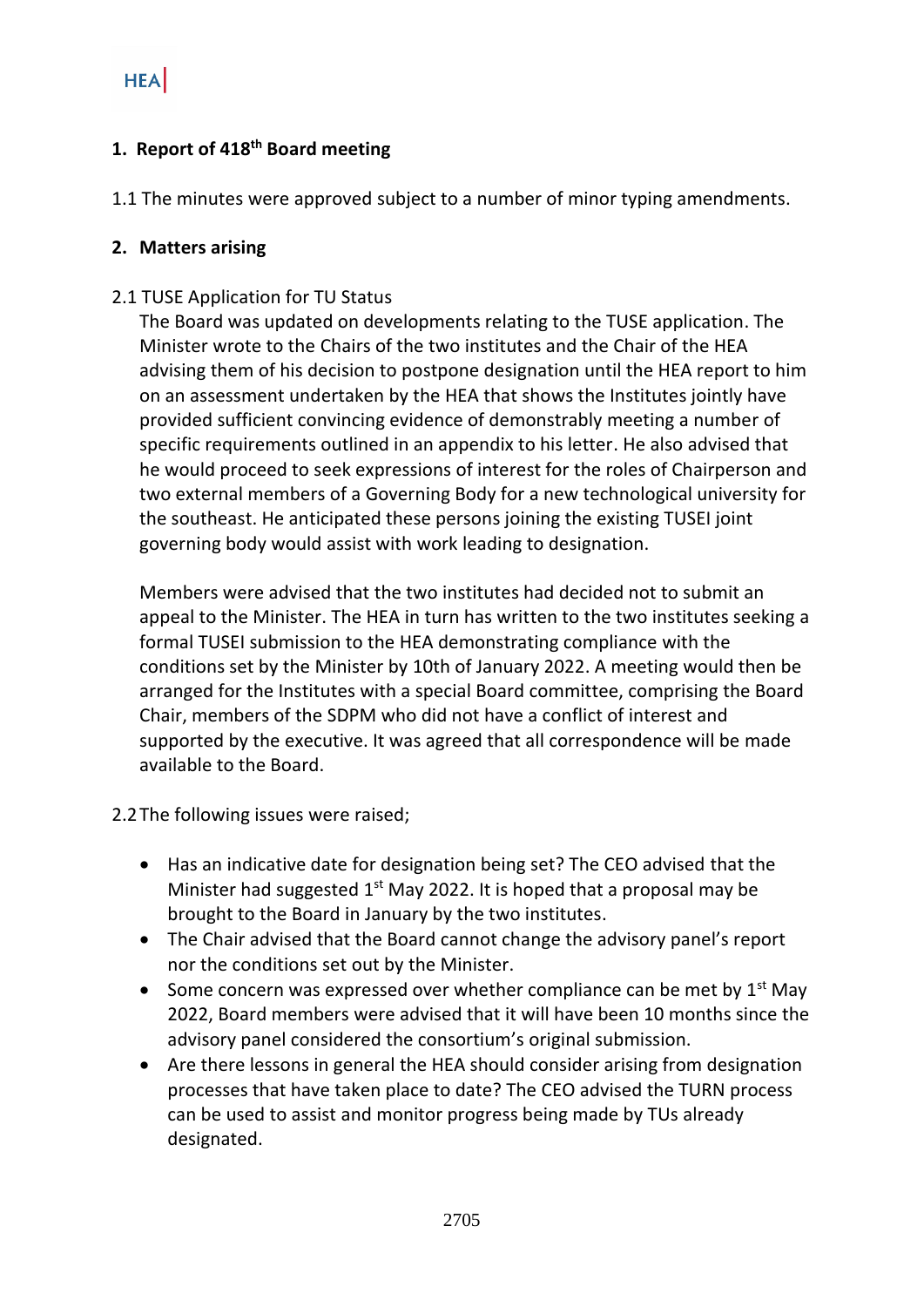## 1. Report of 418th Board meeting

1.1 The minutes were approved subject to a number of minor typing amendments.

## 2. Matters arising

2.1 TUSE Application for TU Status

The Board was updated on developments relating to the TUSE application. The Minister wrote to the Chairs of the two institutes and the Chair of the HEA advising them of his decision to postpone designation until the HEA report to him on an assessment undertaken by the HEA that shows the Institutes jointly have provided sufficient convincing evidence of demonstrably meeting a number of specific requirements outlined in an appendix to his letter. He also advised that he would proceed to seek expressions of interest for the roles of Chairperson and two external members of a Governing Body for a new technological university for the southeast. He anticipated these persons joining the existing TUSEI joint governing body would assist with work leading to designation.

Members were advised that the two institutes had decided not to submit an appeal to the Minister. The HEA in turn has written to the two institutes seeking a formal TUSEI submission to the HEA demonstrating compliance with the conditions set by the Minister by 10th of January 2022. A meeting would then be arranged for the Institutes with a special Board committee, comprising the Board Chair, members of the SDPM who did not have a conflict of interest and supported by the executive. It was agreed that all correspondence will be made available to the Board.

2.2 The following issues were raised;

- Has an indicative date for designation being set? The CEO advised that the Minister had suggested 1st May 2022. It is hoped that a proposal may be brought to the Board in January by the two institutes.
- The Chair advised that the Board cannot change the advisory panel's report nor the conditions set out by the Minister.
- Some concern was expressed over whether compliance can be met by 1st May 2022, Board members were advised that it will have been 10 months since the advisory panel considered the consortium's original submission.
- Are there lessons in general the HEA should consider arising from designation processes that have taken place to date? The CEO advised the TURN process can be used to assist and monitor progress being made by TUs already designated.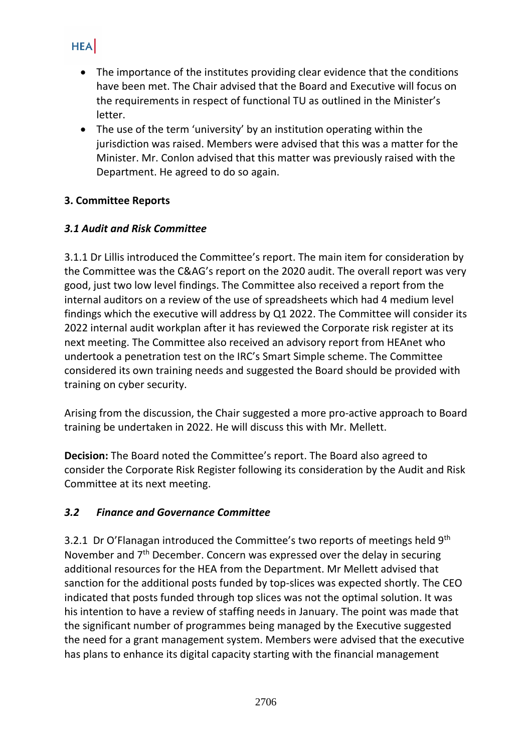- The importance of the institutes providing clear evidence that the conditions have been met. The Chair advised that the Board and Executive will focus on the requirements in respect of functional TU as outlined in the Minister's letter.
- The use of the term 'university' by an institution operating within the jurisdiction was raised. Members were advised that this was a matter for the Minister. Mr. Conlon advised that this matter was previously raised with the Department. He agreed to do so again.

**3. Committee Reports**

***3.1 Audit and Risk Committee***

3.1.1 Dr Lillis introduced the Committee's report. The main item for consideration by the Committee was the C&AG's report on the 2020 audit. The overall report was very good, just two low level findings. The Committee also received a report from the internal auditors on a review of the use of spreadsheets which had 4 medium level findings which the executive will address by Q1 2022. The Committee will consider its 2022 internal audit workplan after it has reviewed the Corporate risk register at its next meeting. The Committee also received an advisory report from HEAnet who undertook a penetration test on the IRC's Smart Simple scheme. The Committee considered its own training needs and suggested the Board should be provided with training on cyber security.

Arising from the discussion, the Chair suggested a more pro-active approach to Board training be undertaken in 2022. He will discuss this with Mr. Mellett.

**Decision:** The Board noted the Committee's report. The Board also agreed to consider the Corporate Risk Register following its consideration by the Audit and Risk Committee at its next meeting.

***3.2 Finance and Governance Committee***

3.2.1 Dr O'Flanagan introduced the Committee's two reports of meetings held 9th November and 7th December. Concern was expressed over the delay in securing additional resources for the HEA from the Department. Mr Mellett advised that sanction for the additional posts funded by top-slices was expected shortly. The CEO indicated that posts funded through top slices was not the optimal solution. It was his intention to have a review of staffing needs in January. The point was made that the significant number of programmes being managed by the Executive suggested the need for a grant management system. Members were advised that the executive has plans to enhance its digital capacity starting with the financial management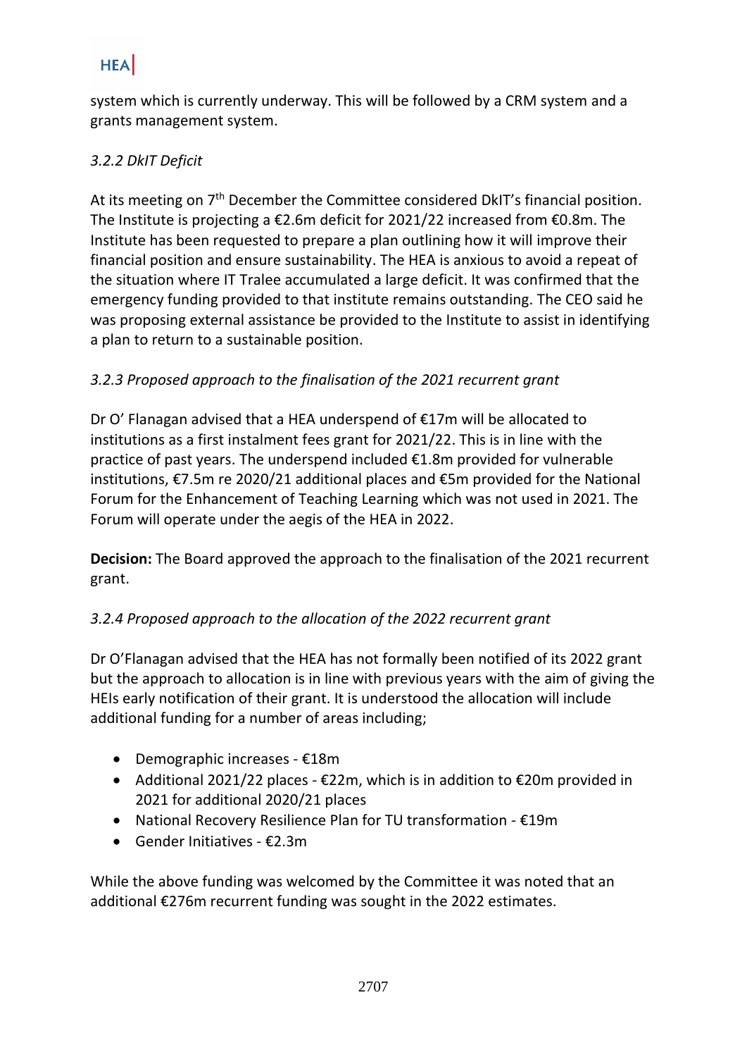system which is currently underway. This will be followed by a CRM system and a grants management system.

*3.2.2 DkIT Deficit*

At its meeting on 7th December the Committee considered DkIT's financial position. The Institute is projecting a €2.6m deficit for 2021/22 increased from €0.8m. The Institute has been requested to prepare a plan outlining how it will improve their financial position and ensure sustainability. The HEA is anxious to avoid a repeat of the situation where IT Tralee accumulated a large deficit. It was confirmed that the emergency funding provided to that institute remains outstanding. The CEO said he was proposing external assistance be provided to the Institute to assist in identifying a plan to return to a sustainable position.

*3.2.3 Proposed approach to the finalisation of the 2021 recurrent grant*

Dr O' Flanagan advised that a HEA underspend of €17m will be allocated to institutions as a first instalment fees grant for 2021/22. This is in line with the practice of past years. The underspend included €1.8m provided for vulnerable institutions, €7.5m re 2020/21 additional places and €5m provided for the National Forum for the Enhancement of Teaching Learning which was not used in 2021. The Forum will operate under the aegis of the HEA in 2022.

**Decision:** The Board approved the approach to the finalisation of the 2021 recurrent grant.

*3.2.4 Proposed approach to the allocation of the 2022 recurrent grant*

Dr O'Flanagan advised that the HEA has not formally been notified of its 2022 grant but the approach to allocation is in line with previous years with the aim of giving the HEIs early notification of their grant. It is understood the allocation will include additional funding for a number of areas including;

- Demographic increases - €18m
- Additional 2021/22 places - €22m, which is in addition to €20m provided in 2021 for additional 2020/21 places
- National Recovery Resilience Plan for TU transformation - €19m
- Gender Initiatives - €2.3m

While the above funding was welcomed by the Committee it was noted that an additional €276m recurrent funding was sought in the 2022 estimates.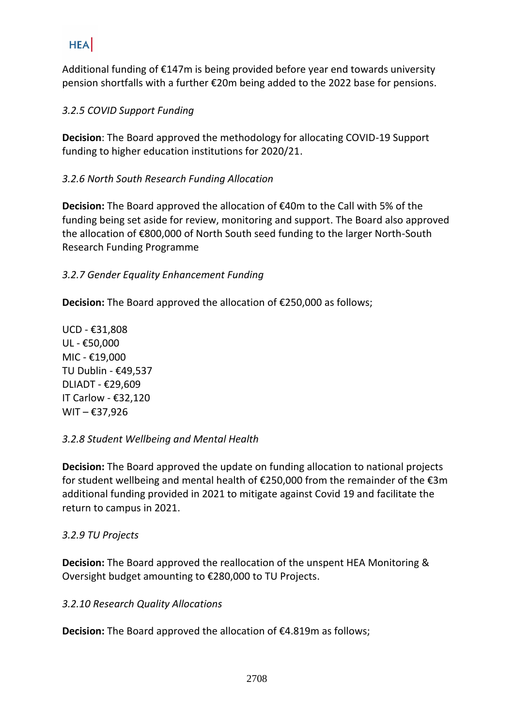Additional funding of €147m is being provided before year end towards university pension shortfalls with a further €20m being added to the 2022 base for pensions.

*3.2.5 COVID Support Funding*

**Decision**: The Board approved the methodology for allocating COVID-19 Support funding to higher education institutions for 2020/21.

*3.2.6 North South Research Funding Allocation*

**Decision:** The Board approved the allocation of €40m to the Call with 5% of the funding being set aside for review, monitoring and support. The Board also approved the allocation of €800,000 of North South seed funding to the larger North-South Research Funding Programme

*3.2.7 Gender Equality Enhancement Funding*

**Decision:** The Board approved the allocation of €250,000 as follows;

UCD - €31,808
UL - €50,000
MIC - €19,000
TU Dublin - €49,537
DLIADT - €29,609
IT Carlow - €32,120
WIT – €37,926

*3.2.8 Student Wellbeing and Mental Health*

**Decision:** The Board approved the update on funding allocation to national projects for student wellbeing and mental health of €250,000 from the remainder of the €3m additional funding provided in 2021 to mitigate against Covid 19 and facilitate the return to campus in 2021.

*3.2.9 TU Projects*

**Decision:** The Board approved the reallocation of the unspent HEA Monitoring & Oversight budget amounting to €280,000 to TU Projects.

*3.2.10 Research Quality Allocations*

**Decision:** The Board approved the allocation of €4.819m as follows;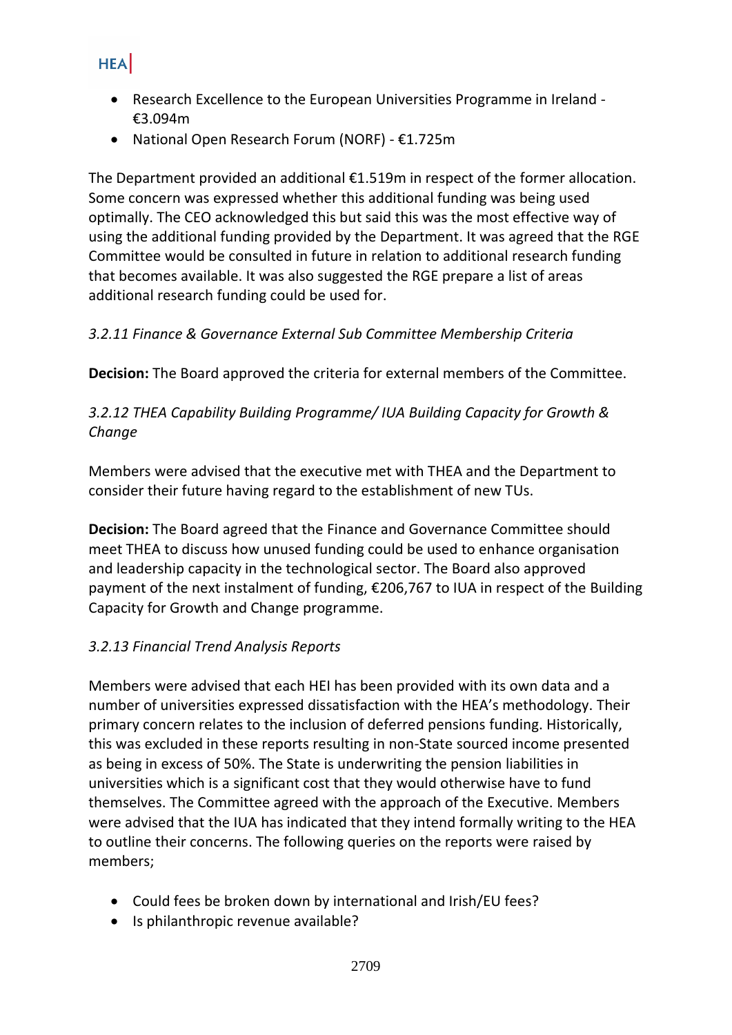- Research Excellence to the European Universities Programme in Ireland - €3.094m
- National Open Research Forum (NORF) - €1.725m

The Department provided an additional €1.519m in respect of the former allocation. Some concern was expressed whether this additional funding was being used optimally. The CEO acknowledged this but said this was the most effective way of using the additional funding provided by the Department. It was agreed that the RGE Committee would be consulted in future in relation to additional research funding that becomes available. It was also suggested the RGE prepare a list of areas additional research funding could be used for.

*3.2.11 Finance & Governance External Sub Committee Membership Criteria*

**Decision:** The Board approved the criteria for external members of the Committee.

*3.2.12 THEA Capability Building Programme/ IUA Building Capacity for Growth & Change*

Members were advised that the executive met with THEA and the Department to consider their future having regard to the establishment of new TUs.

**Decision:** The Board agreed that the Finance and Governance Committee should meet THEA to discuss how unused funding could be used to enhance organisation and leadership capacity in the technological sector. The Board also approved payment of the next instalment of funding, €206,767 to IUA in respect of the Building Capacity for Growth and Change programme.

*3.2.13 Financial Trend Analysis Reports*

Members were advised that each HEI has been provided with its own data and a number of universities expressed dissatisfaction with the HEA's methodology. Their primary concern relates to the inclusion of deferred pensions funding. Historically, this was excluded in these reports resulting in non-State sourced income presented as being in excess of 50%. The State is underwriting the pension liabilities in universities which is a significant cost that they would otherwise have to fund themselves. The Committee agreed with the approach of the Executive. Members were advised that the IUA has indicated that they intend formally writing to the HEA to outline their concerns. The following queries on the reports were raised by members;

- Could fees be broken down by international and Irish/EU fees?
- Is philanthropic revenue available?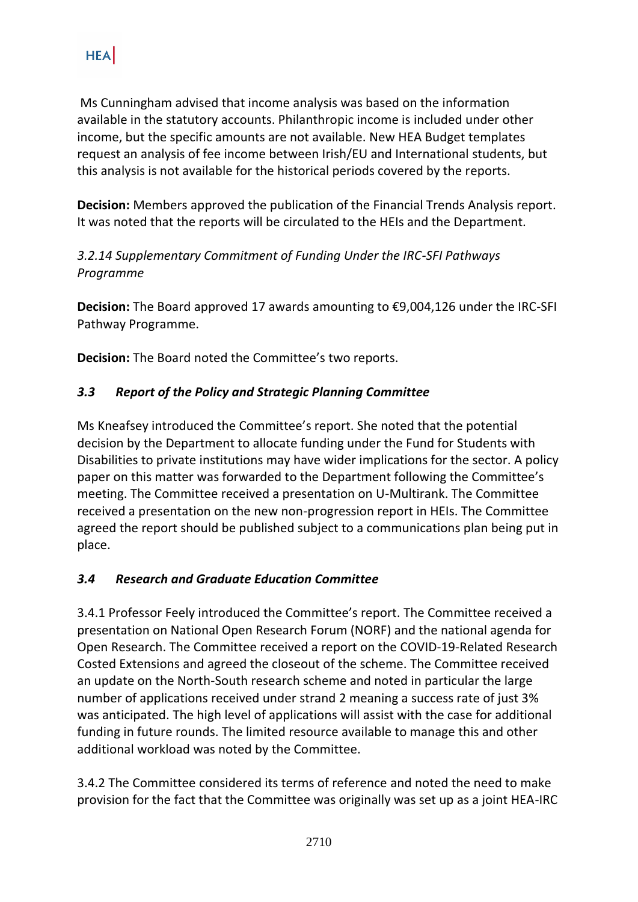Ms Cunningham advised that income analysis was based on the information available in the statutory accounts. Philanthropic income is included under other income, but the specific amounts are not available. New HEA Budget templates request an analysis of fee income between Irish/EU and International students, but this analysis is not available for the historical periods covered by the reports.

**Decision:** Members approved the publication of the Financial Trends Analysis report. It was noted that the reports will be circulated to the HEIs and the Department.

*3.2.14 Supplementary Commitment of Funding Under the IRC-SFI Pathways Programme*

**Decision:** The Board approved 17 awards amounting to €9,004,126 under the IRC-SFI Pathway Programme.

**Decision:** The Board noted the Committee's two reports.

### *3.3 Report of the Policy and Strategic Planning Committee*

Ms Kneafsey introduced the Committee's report. She noted that the potential decision by the Department to allocate funding under the Fund for Students with Disabilities to private institutions may have wider implications for the sector. A policy paper on this matter was forwarded to the Department following the Committee's meeting. The Committee received a presentation on U-Multirank. The Committee received a presentation on the new non-progression report in HEIs. The Committee agreed the report should be published subject to a communications plan being put in place.

### *3.4 Research and Graduate Education Committee*

3.4.1 Professor Feely introduced the Committee's report. The Committee received a presentation on National Open Research Forum (NORF) and the national agenda for Open Research. The Committee received a report on the COVID-19-Related Research Costed Extensions and agreed the closeout of the scheme. The Committee received an update on the North-South research scheme and noted in particular the large number of applications received under strand 2 meaning a success rate of just 3% was anticipated. The high level of applications will assist with the case for additional funding in future rounds. The limited resource available to manage this and other additional workload was noted by the Committee.

3.4.2 The Committee considered its terms of reference and noted the need to make provision for the fact that the Committee was originally was set up as a joint HEA-IRC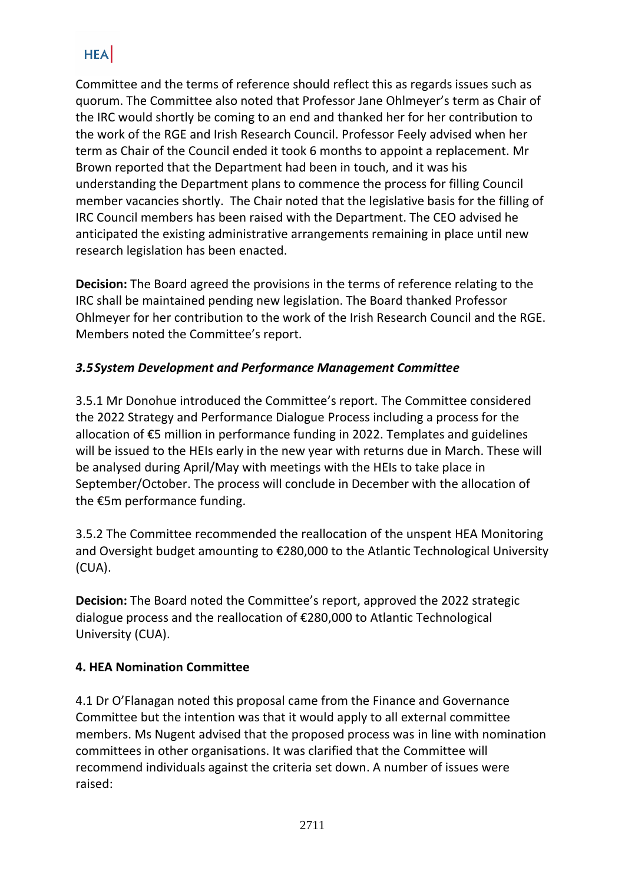Committee and the terms of reference should reflect this as regards issues such as quorum. The Committee also noted that Professor Jane Ohlmeyer's term as Chair of the IRC would shortly be coming to an end and thanked her for her contribution to the work of the RGE and Irish Research Council. Professor Feely advised when her term as Chair of the Council ended it took 6 months to appoint a replacement. Mr Brown reported that the Department had been in touch, and it was his understanding the Department plans to commence the process for filling Council member vacancies shortly. The Chair noted that the legislative basis for the filling of IRC Council members has been raised with the Department. The CEO advised he anticipated the existing administrative arrangements remaining in place until new research legislation has been enacted.

**Decision:** The Board agreed the provisions in the terms of reference relating to the IRC shall be maintained pending new legislation. The Board thanked Professor Ohlmeyer for her contribution to the work of the Irish Research Council and the RGE. Members noted the Committee's report.

### *3.5 System Development and Performance Management Committee*

3.5.1 Mr Donohue introduced the Committee's report. The Committee considered the 2022 Strategy and Performance Dialogue Process including a process for the allocation of €5 million in performance funding in 2022. Templates and guidelines will be issued to the HEIs early in the new year with returns due in March. These will be analysed during April/May with meetings with the HEIs to take place in September/October. The process will conclude in December with the allocation of the €5m performance funding.

3.5.2 The Committee recommended the reallocation of the unspent HEA Monitoring and Oversight budget amounting to €280,000 to the Atlantic Technological University (CUA).

**Decision:** The Board noted the Committee's report, approved the 2022 strategic dialogue process and the reallocation of €280,000 to Atlantic Technological University (CUA).

## 4. HEA Nomination Committee

4.1 Dr O'Flanagan noted this proposal came from the Finance and Governance Committee but the intention was that it would apply to all external committee members. Ms Nugent advised that the proposed process was in line with nomination committees in other organisations. It was clarified that the Committee will recommend individuals against the criteria set down. A number of issues were raised: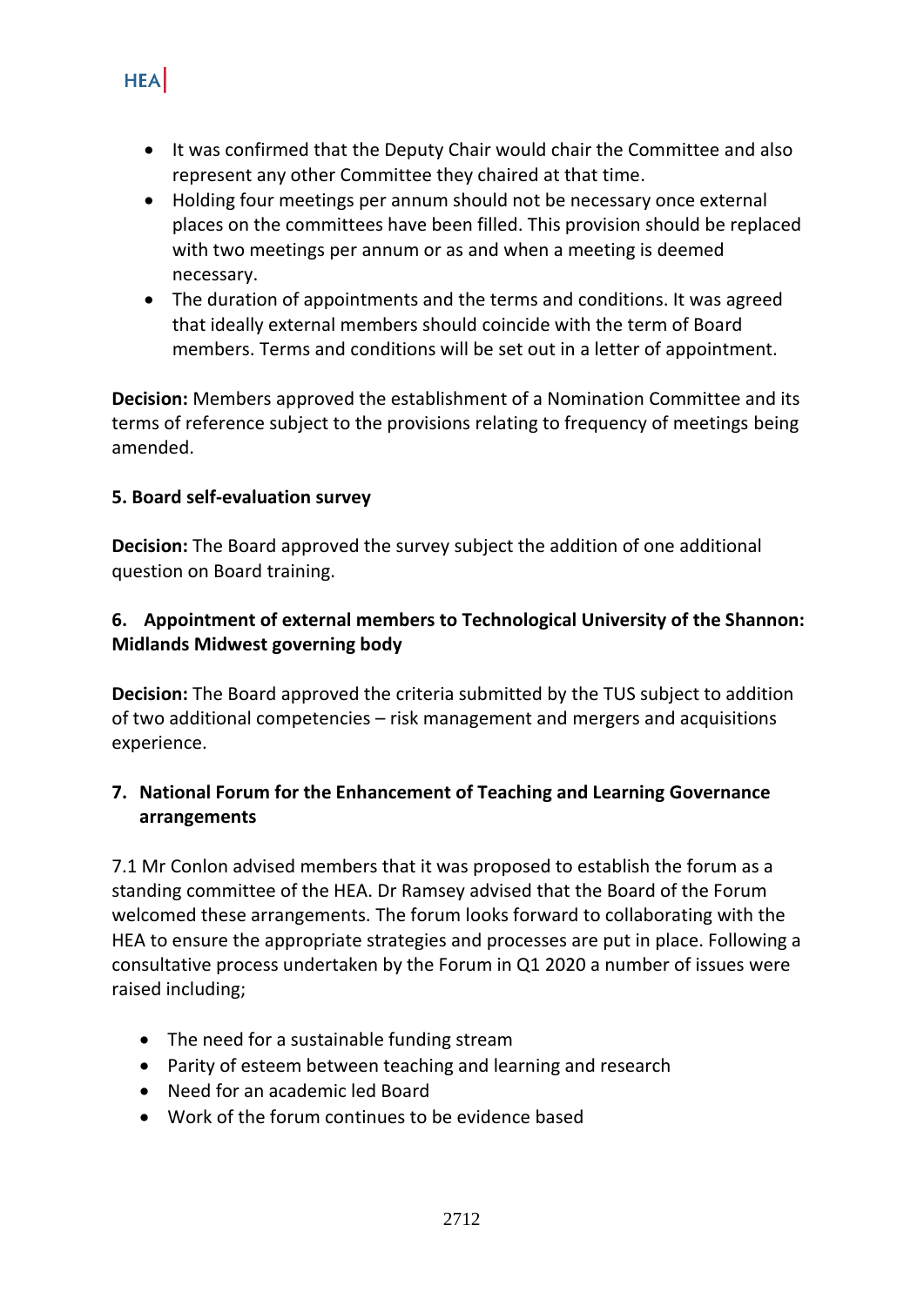- It was confirmed that the Deputy Chair would chair the Committee and also represent any other Committee they chaired at that time.
- Holding four meetings per annum should not be necessary once external places on the committees have been filled. This provision should be replaced with two meetings per annum or as and when a meeting is deemed necessary.
- The duration of appointments and the terms and conditions. It was agreed that ideally external members should coincide with the term of Board members. Terms and conditions will be set out in a letter of appointment.

**Decision:** Members approved the establishment of a Nomination Committee and its terms of reference subject to the provisions relating to frequency of meetings being amended.

**5. Board self-evaluation survey**

**Decision:** The Board approved the survey subject the addition of one additional question on Board training.

**6. Appointment of external members to Technological University of the Shannon: Midlands Midwest governing body**

**Decision:** The Board approved the criteria submitted by the TUS subject to addition of two additional competencies – risk management and mergers and acquisitions experience.

**7. National Forum for the Enhancement of Teaching and Learning Governance arrangements**

7.1 Mr Conlon advised members that it was proposed to establish the forum as a standing committee of the HEA. Dr Ramsey advised that the Board of the Forum welcomed these arrangements. The forum looks forward to collaborating with the HEA to ensure the appropriate strategies and processes are put in place. Following a consultative process undertaken by the Forum in Q1 2020 a number of issues were raised including;

- The need for a sustainable funding stream
- Parity of esteem between teaching and learning and research
- Need for an academic led Board
- Work of the forum continues to be evidence based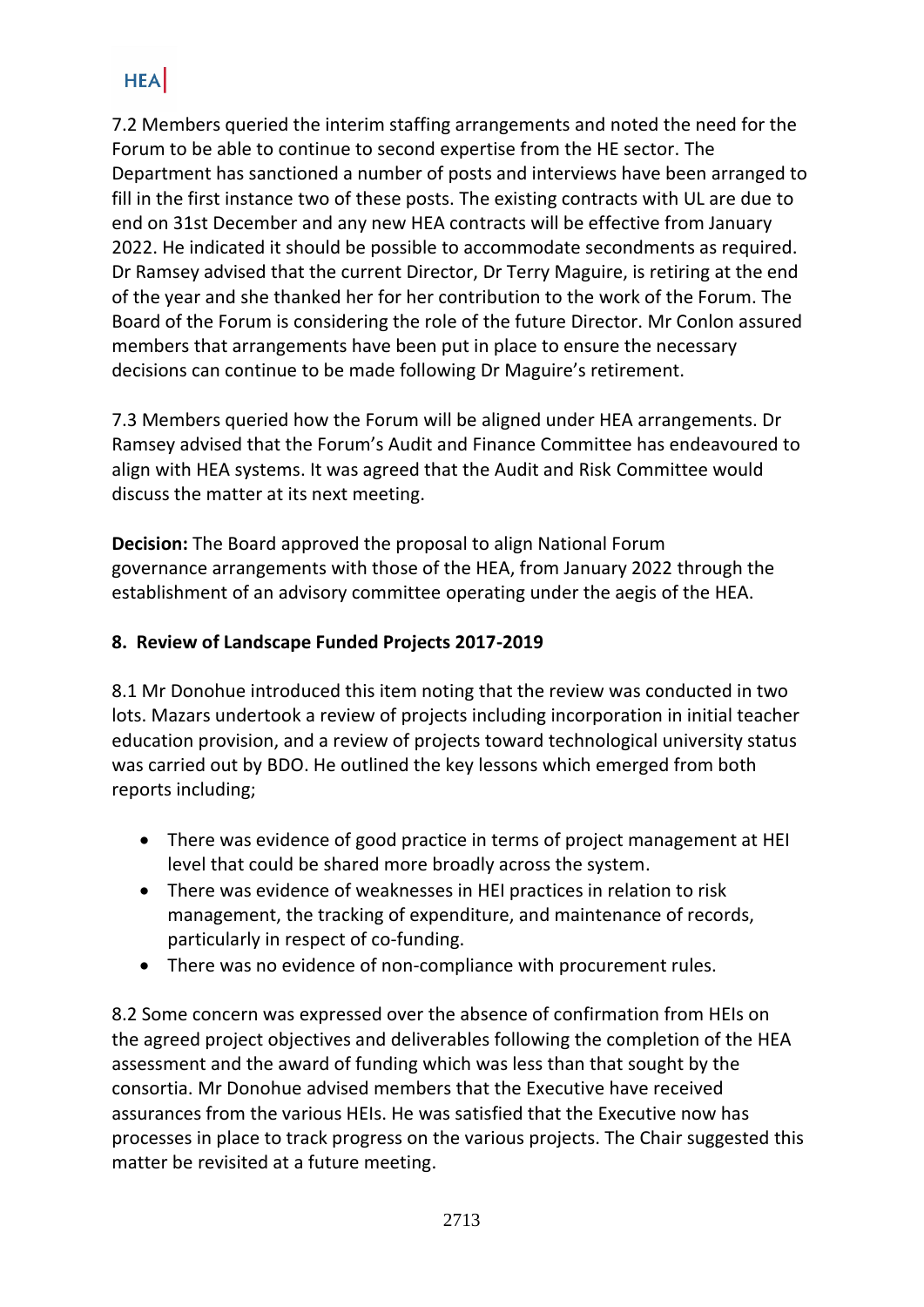7.2 Members queried the interim staffing arrangements and noted the need for the Forum to be able to continue to second expertise from the HE sector. The Department has sanctioned a number of posts and interviews have been arranged to fill in the first instance two of these posts. The existing contracts with UL are due to end on 31st December and any new HEA contracts will be effective from January 2022. He indicated it should be possible to accommodate secondments as required. Dr Ramsey advised that the current Director, Dr Terry Maguire, is retiring at the end of the year and she thanked her for her contribution to the work of the Forum. The Board of the Forum is considering the role of the future Director. Mr Conlon assured members that arrangements have been put in place to ensure the necessary decisions can continue to be made following Dr Maguire's retirement.

7.3 Members queried how the Forum will be aligned under HEA arrangements. Dr Ramsey advised that the Forum's Audit and Finance Committee has endeavoured to align with HEA systems. It was agreed that the Audit and Risk Committee would discuss the matter at its next meeting.

**Decision:** The Board approved the proposal to align National Forum governance arrangements with those of the HEA, from January 2022 through the establishment of an advisory committee operating under the aegis of the HEA.

## 8. Review of Landscape Funded Projects 2017-2019

8.1 Mr Donohue introduced this item noting that the review was conducted in two lots. Mazars undertook a review of projects including incorporation in initial teacher education provision, and a review of projects toward technological university status was carried out by BDO. He outlined the key lessons which emerged from both reports including;

- There was evidence of good practice in terms of project management at HEI level that could be shared more broadly across the system.
- There was evidence of weaknesses in HEI practices in relation to risk management, the tracking of expenditure, and maintenance of records, particularly in respect of co-funding.
- There was no evidence of non-compliance with procurement rules.

8.2 Some concern was expressed over the absence of confirmation from HEIs on the agreed project objectives and deliverables following the completion of the HEA assessment and the award of funding which was less than that sought by the consortia. Mr Donohue advised members that the Executive have received assurances from the various HEIs. He was satisfied that the Executive now has processes in place to track progress on the various projects. The Chair suggested this matter be revisited at a future meeting.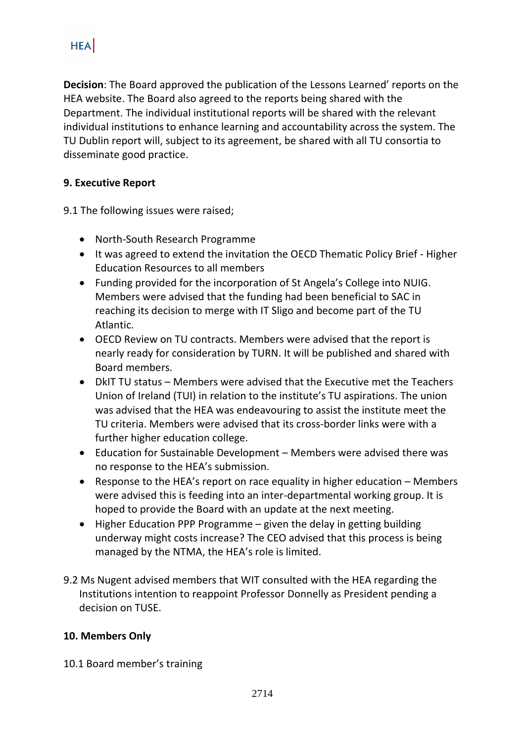**Decision**: The Board approved the publication of the Lessons Learned' reports on the HEA website. The Board also agreed to the reports being shared with the Department. The individual institutional reports will be shared with the relevant individual institutions to enhance learning and accountability across the system. The TU Dublin report will, subject to its agreement, be shared with all TU consortia to disseminate good practice.

**9. Executive Report**

9.1 The following issues were raised;

- North-South Research Programme
- It was agreed to extend the invitation the OECD Thematic Policy Brief - Higher Education Resources to all members
- Funding provided for the incorporation of St Angela's College into NUIG. Members were advised that the funding had been beneficial to SAC in reaching its decision to merge with IT Sligo and become part of the TU Atlantic.
- OECD Review on TU contracts. Members were advised that the report is nearly ready for consideration by TURN. It will be published and shared with Board members.
- DkIT TU status – Members were advised that the Executive met the Teachers Union of Ireland (TUI) in relation to the institute's TU aspirations. The union was advised that the HEA was endeavouring to assist the institute meet the TU criteria. Members were advised that its cross-border links were with a further higher education college.
- Education for Sustainable Development – Members were advised there was no response to the HEA's submission.
- Response to the HEA's report on race equality in higher education – Members were advised this is feeding into an inter-departmental working group. It is hoped to provide the Board with an update at the next meeting.
- Higher Education PPP Programme – given the delay in getting building underway might costs increase? The CEO advised that this process is being managed by the NTMA, the HEA's role is limited.

9.2 Ms Nugent advised members that WIT consulted with the HEA regarding the Institutions intention to reappoint Professor Donnelly as President pending a decision on TUSE.

**10. Members Only**

10.1 Board member's training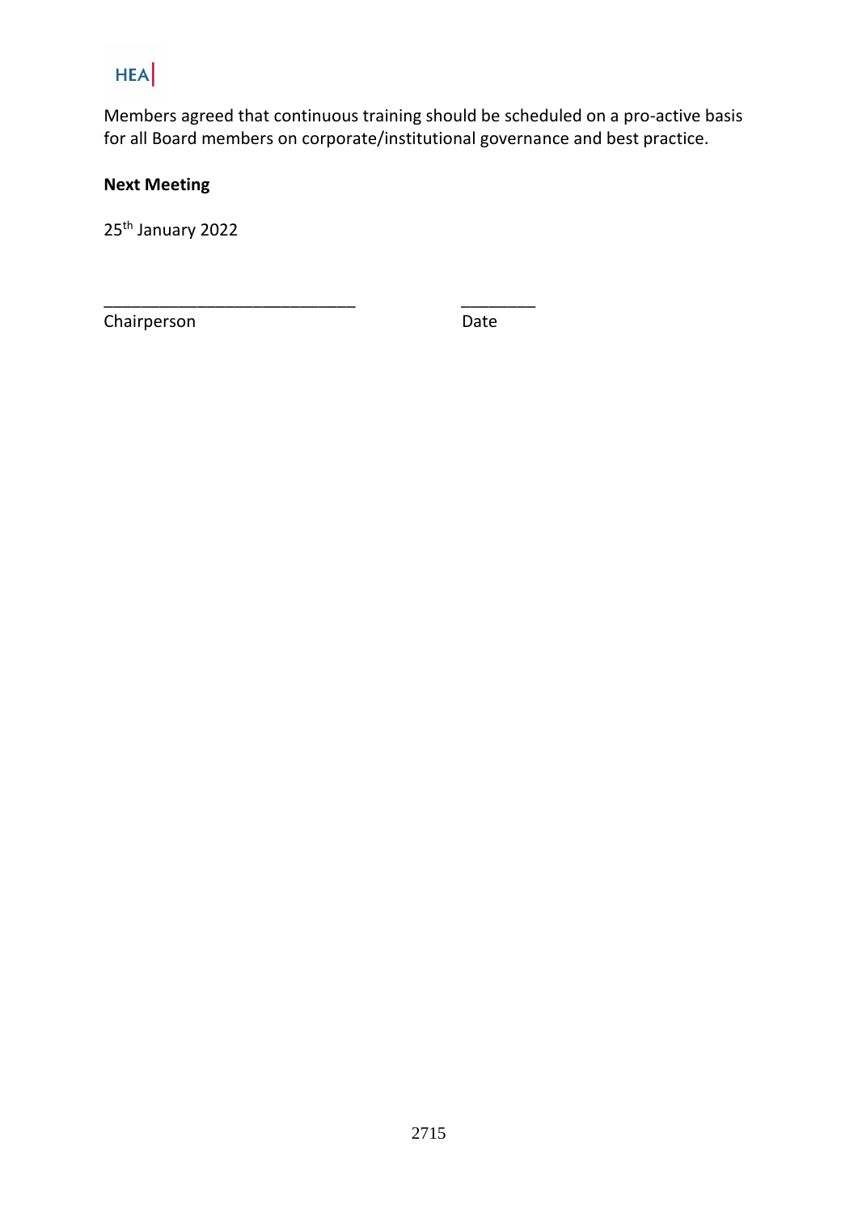Members agreed that continuous training should be scheduled on a pro-active basis for all Board members on corporate/institutional governance and best practice.

**Next Meeting**

25th January 2022

\_\_\_\_\_\_\_\_\_\_\_\_\_\_\_\_\_\_\_\_\_\_\_\_\_\_\_\_ \_\_\_\_\_\_\_\_

Chairperson Date